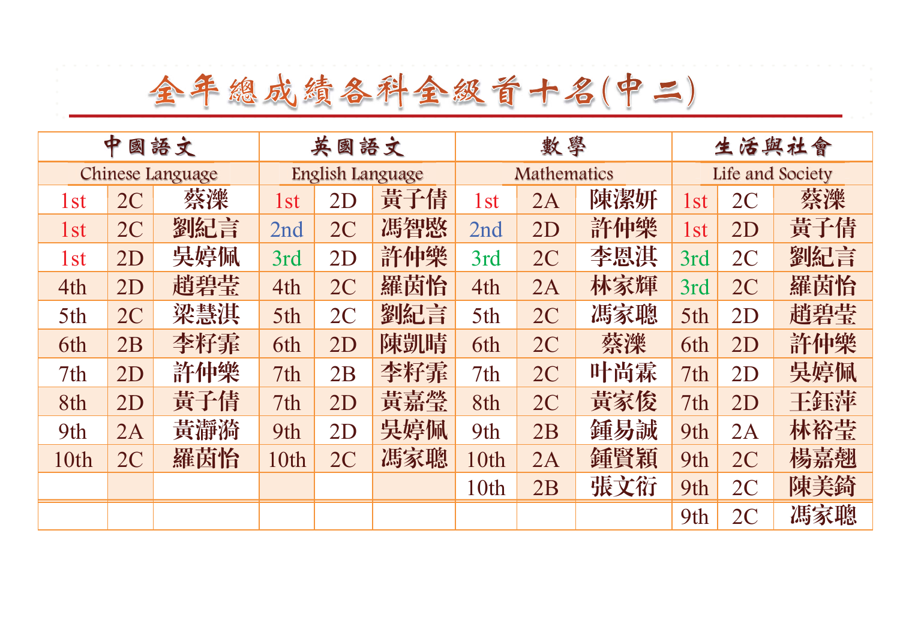# 全年總成績各科全級首十名(中二)

| 中國語文 Chinese Language | | | 英國語文 English Language | | | 數學 Mathematics | | | 生活與社會 Life and Society | | |
|---|---|---|---|---|---|---|---|---|---|---|---|
| 1st | 2C | 蔡濼 | 1st | 2D | 黃子倩 | 1st | 2A | 陳潔妍 | 1st | 2C | 蔡濼 |
| 1st | 2C | 劉紀言 | 2nd | 2C | 馮智愍 | 2nd | 2D | 許仲樂 | 1st | 2D | 黃子倩 |
| 1st | 2D | 吳婷佩 | 3rd | 2D | 許仲樂 | 3rd | 2C | 李恩淇 | 3rd | 2C | 劉紀言 |
| 4th | 2D | 趙碧瑩 | 4th | 2C | 羅茵怡 | 4th | 2A | 林家輝 | 3rd | 2C | 羅茵怡 |
| 5th | 2C | 梁慧淇 | 5th | 2C | 劉紀言 | 5th | 2C | 馮家聰 | 5th | 2D | 趙碧瑩 |
| 6th | 2B | 李籽霏 | 6th | 2D | 陳凱晴 | 6th | 2C | 蔡濼 | 6th | 2D | 許仲樂 |
| 7th | 2D | 許仲樂 | 7th | 2B | 李籽霏 | 7th | 2C | 叶尚霖 | 7th | 2D | 吳婷佩 |
| 8th | 2D | 黃子倩 | 7th | 2D | 黃嘉瑩 | 8th | 2C | 黃家俊 | 7th | 2D | 王鈺萍 |
| 9th | 2A | 黃瀞漪 | 9th | 2D | 吳婷佩 | 9th | 2B | 鍾易誠 | 9th | 2A | 林裕瑩 |
| 10th | 2C | 羅茵怡 | 10th | 2C | 馮家聰 | 10th | 2A | 鍾賢穎 | 9th | 2C | 楊嘉翘 |
| | | | | | | 10th | 2B | 張文衎 | 9th | 2C | 陳美錡 |
| | | | | | | | | | 9th | 2C | 馮家聰 |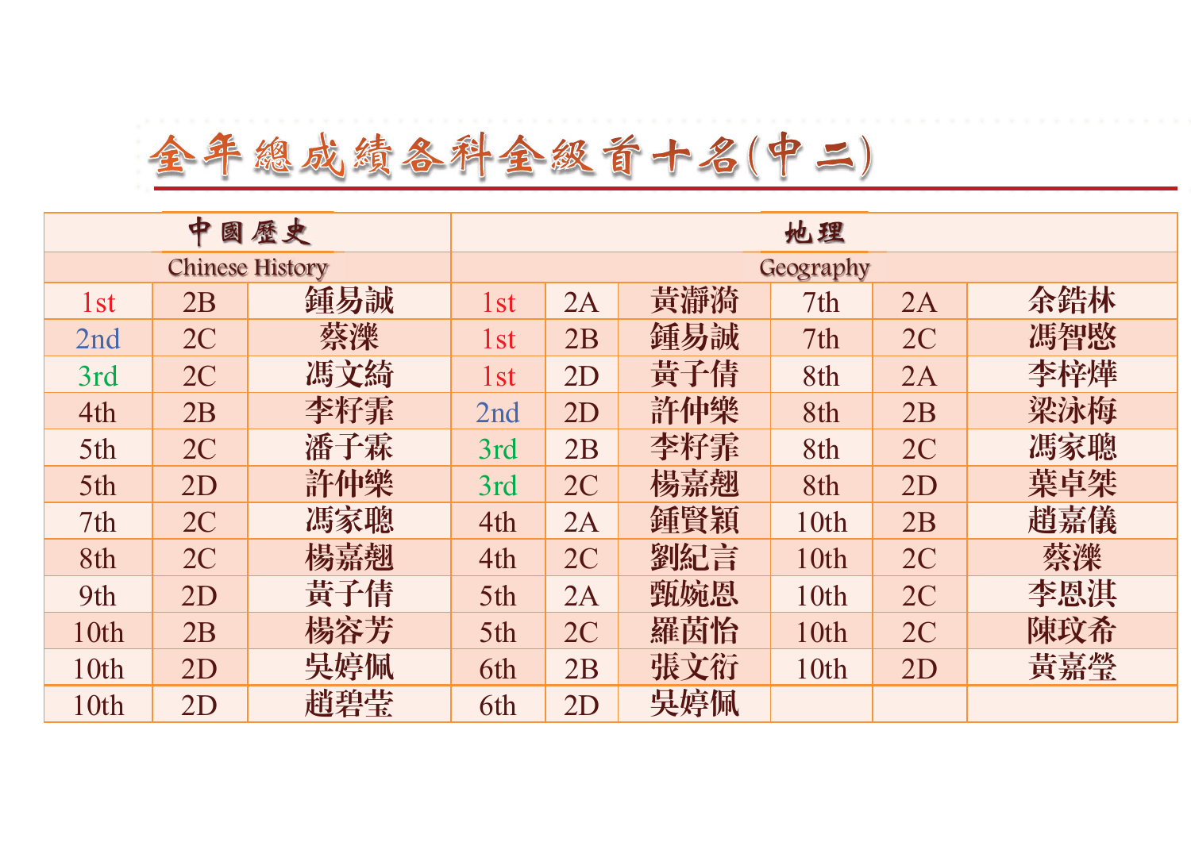# 全年總成績各科全級首十名(中二)

| 中國歷史 Chinese History | | | 地理 Geography | | | | | |
|---|---|---|---|---|---|---|---|---|
| 1st | 2B | 鍾易誠 | 1st | 2A | 黃瀞漪 | 7th | 2A | 余鍇林 |
| 2nd | 2C | 蔡濼 | 1st | 2B | 鍾易誠 | 7th | 2C | 馮智愍 |
| 3rd | 2C | 馮文綺 | 1st | 2D | 黃子倩 | 8th | 2A | 李梓燁 |
| 4th | 2B | 李籽霏 | 2nd | 2D | 許仲樂 | 8th | 2B | 梁泳梅 |
| 5th | 2C | 潘子霖 | 3rd | 2B | 李籽霏 | 8th | 2C | 馮家聰 |
| 5th | 2D | 許仲樂 | 3rd | 2C | 楊嘉翹 | 8th | 2D | 葉卓桀 |
| 7th | 2C | 馮家聰 | 4th | 2A | 鍾賢穎 | 10th | 2B | 趙嘉儀 |
| 8th | 2C | 楊嘉翹 | 4th | 2C | 劉紀言 | 10th | 2C | 蔡濼 |
| 9th | 2D | 黃子倩 | 5th | 2A | 甄婉恩 | 10th | 2C | 李恩淇 |
| 10th | 2B | 楊容芳 | 5th | 2C | 羅茵怡 | 10th | 2C | 陳玟希 |
| 10th | 2D | 吳婷佩 | 6th | 2B | 張文衎 | 10th | 2D | 黃嘉瑩 |
| 10th | 2D | 趙碧瑩 | 6th | 2D | 吳婷佩 | | | |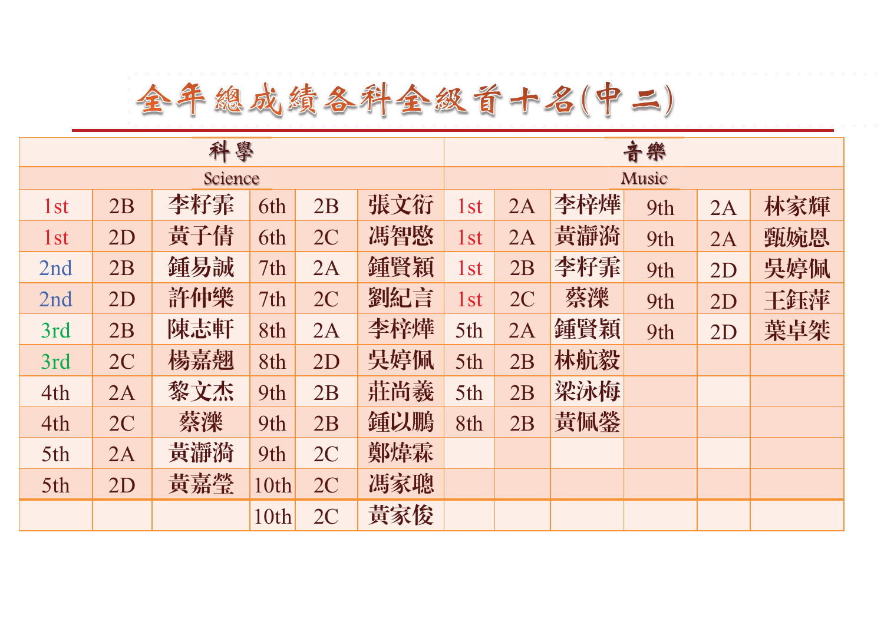# 全年總成績各科全級首十名(中二)

| 科學 | | | | | | 音樂 | | | | | |
|---|---|---|---|---|---|---|---|---|---|---|---|
| Science | | | | | | Music | | | | | |
| 1st | 2B | 李籽霏 | 6th | 2B | 張文衍 | 1st | 2A | 李梓樺 | 9th | 2A | 林家輝 |
| 1st | 2D | 黃子倩 | 6th | 2C | 馮智懋 | 1st | 2A | 黃瀞漪 | 9th | 2A | 甄婉恩 |
| 2nd | 2B | 鍾易誠 | 7th | 2A | 鍾賢穎 | 1st | 2B | 李籽霏 | 9th | 2D | 吳婷佩 |
| 2nd | 2D | 許仲樂 | 7th | 2C | 劉紀言 | 1st | 2C | 蔡濼 | 9th | 2D | 王鈺萍 |
| 3rd | 2B | 陳志軒 | 8th | 2A | 李梓樺 | 5th | 2A | 鍾賢穎 | 9th | 2D | 葉卓桀 |
| 3rd | 2C | 楊嘉翹 | 8th | 2D | 吳婷佩 | 5th | 2B | 林航毅 | | | |
| 4th | 2A | 黎文杰 | 9th | 2B | 莊尚羲 | 5th | 2B | 梁泳梅 | | | |
| 4th | 2C | 蔡濼 | 9th | 2B | 鍾以鵬 | 8th | 2B | 黃佩鎣 | | | |
| 5th | 2A | 黃瀞漪 | 9th | 2C | 鄭煒霖 | | | | | | |
| 5th | 2D | 黃嘉瑩 | 10th | 2C | 馮家聰 | | | | | | |
| | | | 10th | 2C | 黃家俊 | | | | | | |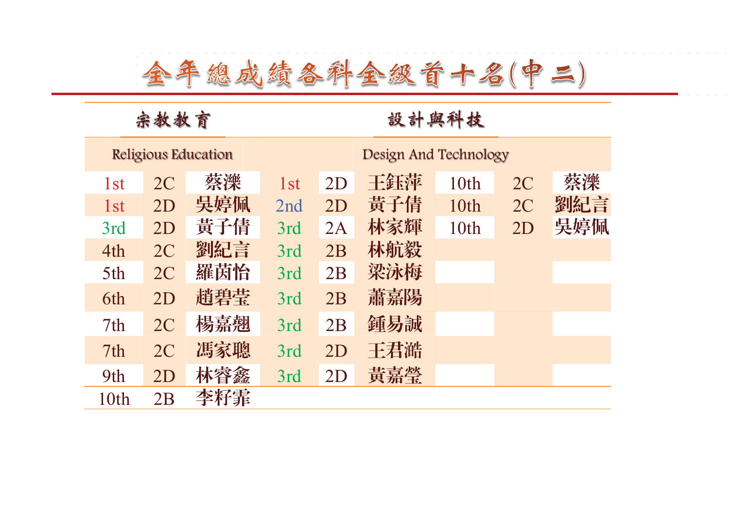# 全年總成績各科全級首十名(中二)

| 宗教教育 | | | 設計與科技 | | | | | |
|---|---|---|---|---|---|---|---|---|
| Religious Education | | | Design And Technology | | | | | |
| 1st | 2C | 蔡濼 | 1st | 2D | 王鈺萍 | 10th | 2C | 蔡濼 |
| 1st | 2D | 吳婷佩 | 2nd | 2D | 黃子倩 | 10th | 2C | 劉紀言 |
| 3rd | 2D | 黃子倩 | 3rd | 2A | 林家輝 | 10th | 2D | 吳婷佩 |
| 4th | 2C | 劉紀言 | 3rd | 2B | 林航毅 | | | |
| 5th | 2C | 羅茵怡 | 3rd | 2B | 梁泳梅 | | | |
| 6th | 2D | 趙碧瑩 | 3rd | 2B | 蕭嘉陽 | | | |
| 7th | 2C | 楊嘉翹 | 3rd | 2B | 鍾易誠 | | | |
| 7th | 2C | 馮家聰 | 3rd | 2D | 王君澔 | | | |
| 9th | 2D | 林睿鑫 | 3rd | 2D | 黃嘉瑩 | | | |
| 10th | 2B | 李籽霏 | | | | | | |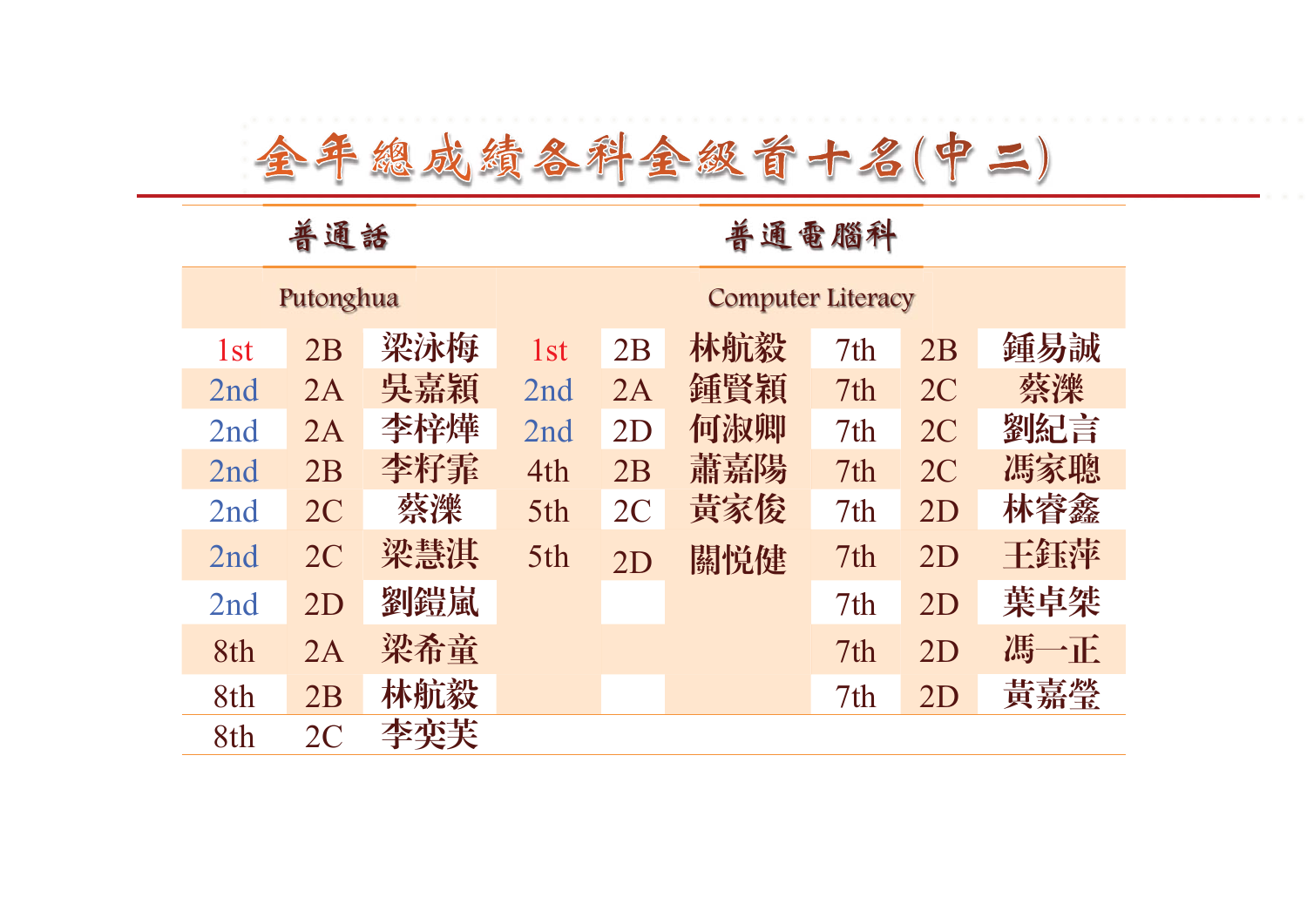# 全年總成績各科全級首十名(中二)

| 普通話 | | | 普通電腦科 | | | | | |
|---|---|---|---|---|---|---|---|---|
| Putonghua | | | Computer Literacy | | | | | |
| 1st | 2B | 梁泳梅 | 1st | 2B | 林航毅 | 7th | 2B | 鍾易誠 |
| 2nd | 2A | 吳嘉穎 | 2nd | 2A | 鍾賢穎 | 7th | 2C | 蔡濼 |
| 2nd | 2A | 李梓燁 | 2nd | 2D | 何淑卿 | 7th | 2C | 劉紀言 |
| 2nd | 2B | 李籽霏 | 4th | 2B | 蕭嘉陽 | 7th | 2C | 馮家聰 |
| 2nd | 2C | 蔡濼 | 5th | 2C | 黃家俊 | 7th | 2D | 林睿鑫 |
| 2nd | 2C | 梁慧淇 | 5th | 2D | 關悅健 | 7th | 2D | 王鈺萍 |
| 2nd | 2D | 劉鎧嵐 | | | | 7th | 2D | 葉卓桀 |
| 8th | 2A | 梁希童 | | | | 7th | 2D | 馮一正 |
| 8th | 2B | 林航毅 | | | | 7th | 2D | 黃嘉瑩 |
| 8th | 2C | 李奕芙 | | | | | | |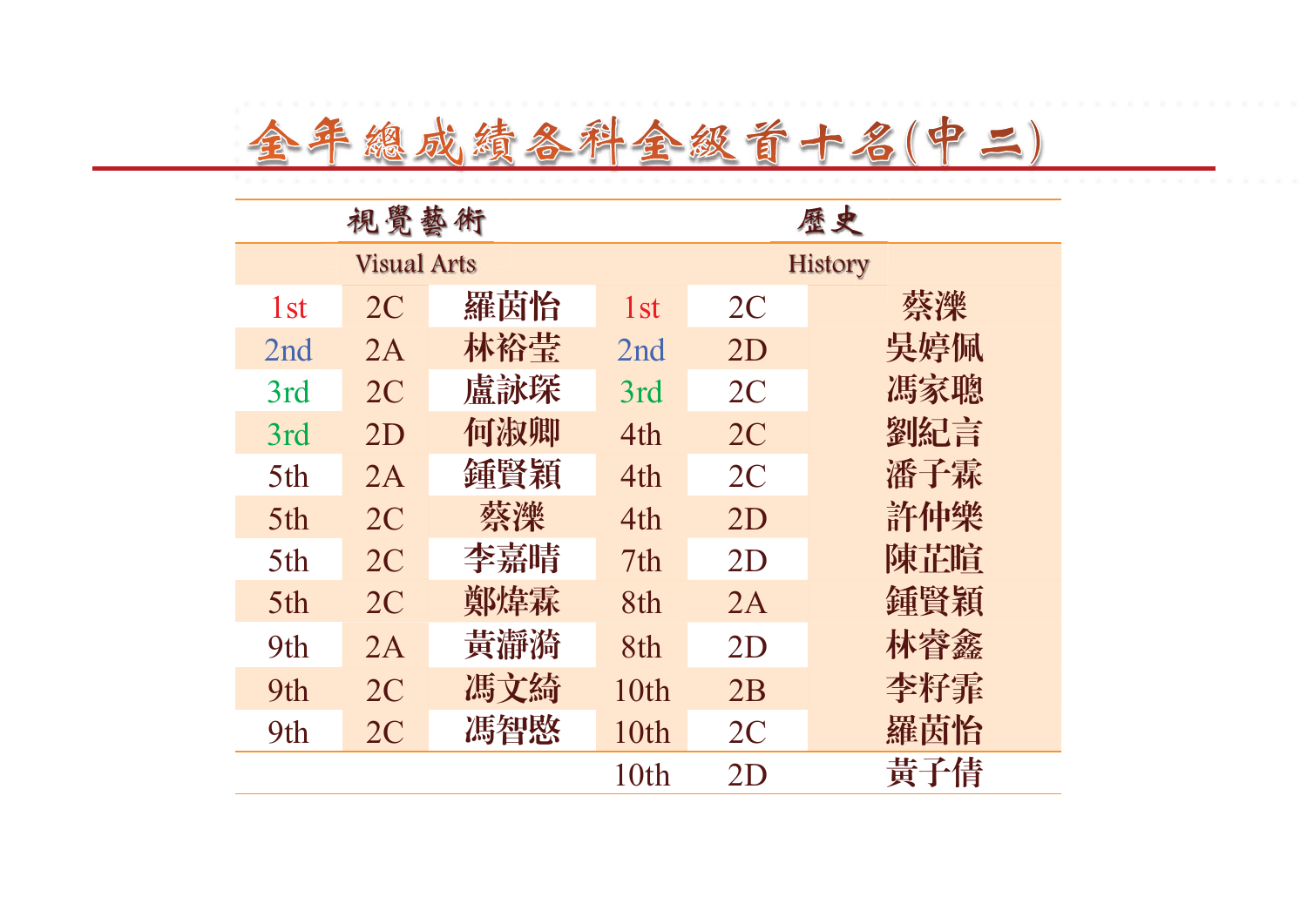# 全年總成績各科全級首十名(中二)

| 視覺藝術 | | | 歷史 | | |
|---|---|---|---|---|---|
| Visual Arts | | | History | | |
| 1st | 2C | 羅茵怡 | 1st | 2C | 蔡濼 |
| 2nd | 2A | 林裕莹 | 2nd | 2D | 吳婷佩 |
| 3rd | 2C | 盧詠琛 | 3rd | 2C | 馮家聰 |
| 3rd | 2D | 何淑卿 | 4th | 2C | 劉紀言 |
| 5th | 2A | 鍾賢穎 | 4th | 2C | 潘子霖 |
| 5th | 2C | 蔡濼 | 4th | 2D | 許仲樂 |
| 5th | 2C | 李嘉晴 | 7th | 2D | 陳芷暄 |
| 5th | 2C | 鄭焯霖 | 8th | 2A | 鍾賢穎 |
| 9th | 2A | 黃灝漪 | 8th | 2D | 林睿鑫 |
| 9th | 2C | 馮文綺 | 10th | 2B | 李籽霏 |
| 9th | 2C | 馮智慜 | 10th | 2C | 羅茵怡 |
| | | | 10th | 2D | 黃子倩 |